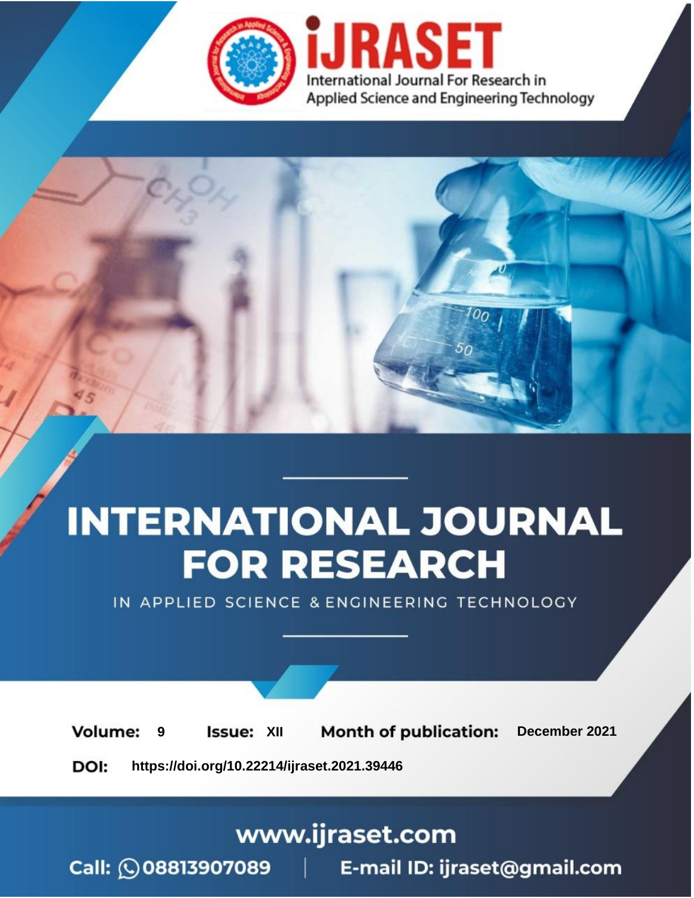International Journal For Research in Applied Science and Engineering Technology

# INTERNATIONAL JOURNAL FOR RESEARCH

IN APPLIED SCIENCE & ENGINEERING TECHNOLOGY

**Volume:** 9 **Issue:** XII **Month of publication:** December 2021

**DOI:** https://doi.org/10.22214/ijraset.2021.39446

www.ijraset.com

Call: 08813907089 | E-mail ID: ijraset@gmail.com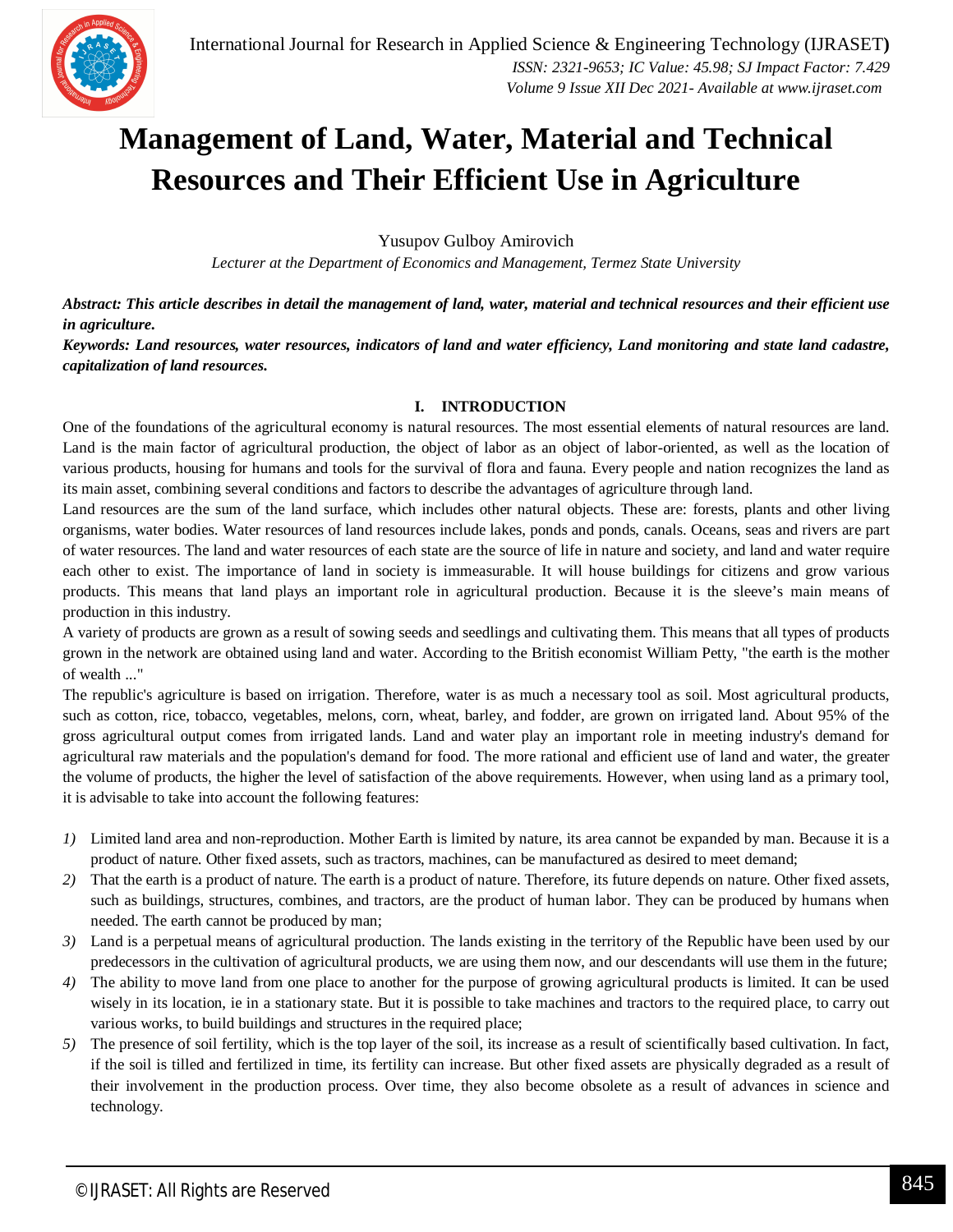# Management of Land, Water, Material and Technical Resources and Their Efficient Use in Agriculture

Yusupov Gulboy Amirovich

*Lecturer at the Department of Economics and Management, Termez State University*

***Abstract:** This article describes in detail the management of land, water, material and technical resources and their efficient use in agriculture.*

***Keywords:** Land resources, water resources, indicators of land and water efficiency, Land monitoring and state land cadastre, capitalization of land resources.*

## I. INTRODUCTION

One of the foundations of the agricultural economy is natural resources. The most essential elements of natural resources are land. Land is the main factor of agricultural production, the object of labor as an object of labor-oriented, as well as the location of various products, housing for humans and tools for the survival of flora and fauna. Every people and nation recognizes the land as its main asset, combining several conditions and factors to describe the advantages of agriculture through land.

Land resources are the sum of the land surface, which includes other natural objects. These are: forests, plants and other living organisms, water bodies. Water resources of land resources include lakes, ponds and ponds, canals. Oceans, seas and rivers are part of water resources. The land and water resources of each state are the source of life in nature and society, and land and water require each other to exist. The importance of land in society is immeasurable. It will house buildings for citizens and grow various products. This means that land plays an important role in agricultural production. Because it is the sleeve's main means of production in this industry.

A variety of products are grown as a result of sowing seeds and seedlings and cultivating them. This means that all types of products grown in the network are obtained using land and water. According to the British economist William Petty, "the earth is the mother of wealth ..."

The republic's agriculture is based on irrigation. Therefore, water is as much a necessary tool as soil. Most agricultural products, such as cotton, rice, tobacco, vegetables, melons, corn, wheat, barley, and fodder, are grown on irrigated land. About 95% of the gross agricultural output comes from irrigated lands. Land and water play an important role in meeting industry's demand for agricultural raw materials and the population's demand for food. The more rational and efficient use of land and water, the greater the volume of products, the higher the level of satisfaction of the above requirements. However, when using land as a primary tool, it is advisable to take into account the following features:

1) Limited land area and non-reproduction. Mother Earth is limited by nature, its area cannot be expanded by man. Because it is a product of nature. Other fixed assets, such as tractors, machines, can be manufactured as desired to meet demand;
2) That the earth is a product of nature. The earth is a product of nature. Therefore, its future depends on nature. Other fixed assets, such as buildings, structures, combines, and tractors, are the product of human labor. They can be produced by humans when needed. The earth cannot be produced by man;
3) Land is a perpetual means of agricultural production. The lands existing in the territory of the Republic have been used by our predecessors in the cultivation of agricultural products, we are using them now, and our descendants will use them in the future;
4) The ability to move land from one place to another for the purpose of growing agricultural products is limited. It can be used wisely in its location, ie in a stationary state. But it is possible to take machines and tractors to the required place, to carry out various works, to build buildings and structures in the required place;
5) The presence of soil fertility, which is the top layer of the soil, its increase as a result of scientifically based cultivation. In fact, if the soil is tilled and fertilized in time, its fertility can increase. But other fixed assets are physically degraded as a result of their involvement in the production process. Over time, they also become obsolete as a result of advances in science and technology.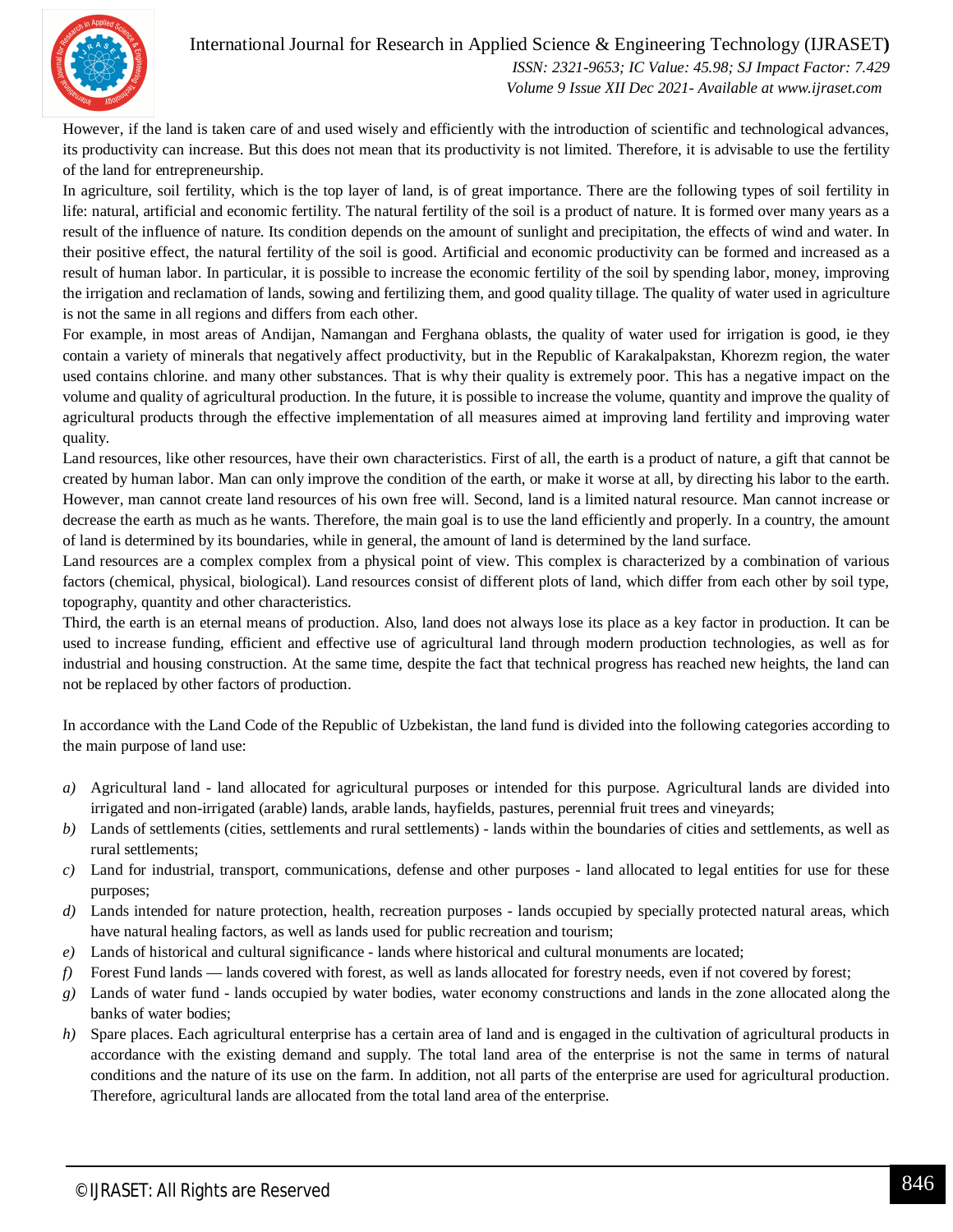However, if the land is taken care of and used wisely and efficiently with the introduction of scientific and technological advances, its productivity can increase. But this does not mean that its productivity is not limited. Therefore, it is advisable to use the fertility of the land for entrepreneurship.

In agriculture, soil fertility, which is the top layer of land, is of great importance. There are the following types of soil fertility in life: natural, artificial and economic fertility. The natural fertility of the soil is a product of nature. It is formed over many years as a result of the influence of nature. Its condition depends on the amount of sunlight and precipitation, the effects of wind and water. In their positive effect, the natural fertility of the soil is good. Artificial and economic productivity can be formed and increased as a result of human labor. In particular, it is possible to increase the economic fertility of the soil by spending labor, money, improving the irrigation and reclamation of lands, sowing and fertilizing them, and good quality tillage. The quality of water used in agriculture is not the same in all regions and differs from each other.

For example, in most areas of Andijan, Namangan and Ferghana oblasts, the quality of water used for irrigation is good, ie they contain a variety of minerals that negatively affect productivity, but in the Republic of Karakalpakstan, Khorezm region, the water used contains chlorine. and many other substances. That is why their quality is extremely poor. This has a negative impact on the volume and quality of agricultural production. In the future, it is possible to increase the volume, quantity and improve the quality of agricultural products through the effective implementation of all measures aimed at improving land fertility and improving water quality.

Land resources, like other resources, have their own characteristics. First of all, the earth is a product of nature, a gift that cannot be created by human labor. Man can only improve the condition of the earth, or make it worse at all, by directing his labor to the earth. However, man cannot create land resources of his own free will. Second, land is a limited natural resource. Man cannot increase or decrease the earth as much as he wants. Therefore, the main goal is to use the land efficiently and properly. In a country, the amount of land is determined by its boundaries, while in general, the amount of land is determined by the land surface.

Land resources are a complex complex from a physical point of view. This complex is characterized by a combination of various factors (chemical, physical, biological). Land resources consist of different plots of land, which differ from each other by soil type, topography, quantity and other characteristics.

Third, the earth is an eternal means of production. Also, land does not always lose its place as a key factor in production. It can be used to increase funding, efficient and effective use of agricultural land through modern production technologies, as well as for industrial and housing construction. At the same time, despite the fact that technical progress has reached new heights, the land can not be replaced by other factors of production.

In accordance with the Land Code of the Republic of Uzbekistan, the land fund is divided into the following categories according to the main purpose of land use:

*a)* Agricultural land - land allocated for agricultural purposes or intended for this purpose. Agricultural lands are divided into irrigated and non-irrigated (arable) lands, arable lands, hayfields, pastures, perennial fruit trees and vineyards;
*b)* Lands of settlements (cities, settlements and rural settlements) - lands within the boundaries of cities and settlements, as well as rural settlements;
*c)* Land for industrial, transport, communications, defense and other purposes - land allocated to legal entities for use for these purposes;
*d)* Lands intended for nature protection, health, recreation purposes - lands occupied by specially protected natural areas, which have natural healing factors, as well as lands used for public recreation and tourism;
*e)* Lands of historical and cultural significance - lands where historical and cultural monuments are located;
*f)* Forest Fund lands — lands covered with forest, as well as lands allocated for forestry needs, even if not covered by forest;
*g)* Lands of water fund - lands occupied by water bodies, water economy constructions and lands in the zone allocated along the banks of water bodies;
*h)* Spare places. Each agricultural enterprise has a certain area of land and is engaged in the cultivation of agricultural products in accordance with the existing demand and supply. The total land area of the enterprise is not the same in terms of natural conditions and the nature of its use on the farm. In addition, not all parts of the enterprise are used for agricultural production. Therefore, agricultural lands are allocated from the total land area of the enterprise.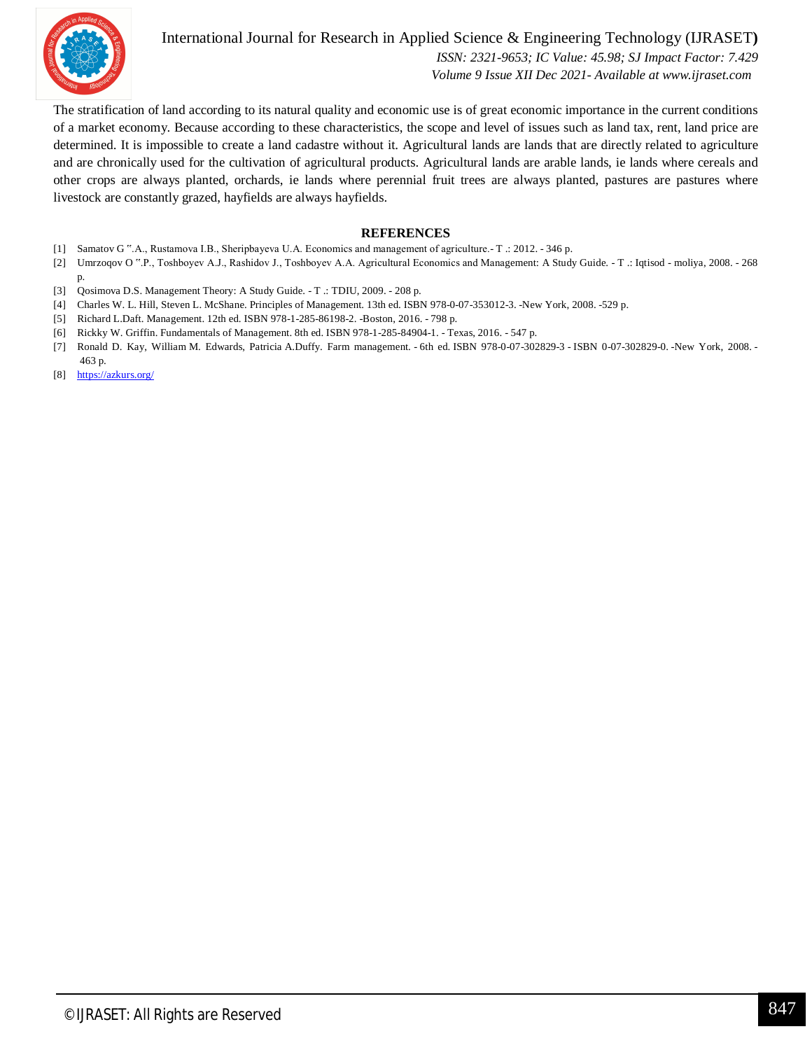The stratification of land according to its natural quality and economic use is of great economic importance in the current conditions of a market economy. Because according to these characteristics, the scope and level of issues such as land tax, rent, land price are determined. It is impossible to create a land cadastre without it. Agricultural lands are lands that are directly related to agriculture and are chronically used for the cultivation of agricultural products. Agricultural lands are arable lands, ie lands where cereals and other crops are always planted, orchards, ie lands where perennial fruit trees are always planted, pastures are pastures where livestock are constantly grazed, hayfields are always hayfields.

## REFERENCES

[1] Samatov G ʺ.A., Rustamova I.B., Sheripbayeva U.A. Economics and management of agriculture.- T .: 2012. - 346 p.

[2] Umrzoqov O ʺ.P., Toshboyev A.J., Rashidov J., Toshboyev A.A. Agricultural Economics and Management: A Study Guide. - T .: Iqtisod - moliya, 2008. - 268 p.

[3] Qosimova D.S. Management Theory: A Study Guide. - T .: TDIU, 2009. - 208 p.

[4] Charles W. L. Hill, Steven L. McShane. Principles of Management. 13th ed. ISBN 978-0-07-353012-3. -New York, 2008. -529 p.

[5] Richard L.Daft. Management. 12th ed. ISBN 978-1-285-86198-2. -Boston, 2016. - 798 p.

[6] Rickky W. Griffin. Fundamentals of Management. 8th ed. ISBN 978-1-285-84904-1. - Texas, 2016. - 547 p.

[7] Ronald D. Kay, William M. Edwards, Patricia A.Duffy. Farm management. - 6th ed. ISBN 978-0-07-302829-3 - ISBN 0-07-302829-0. -New York, 2008. - 463 p.

[8] https://azkurs.org/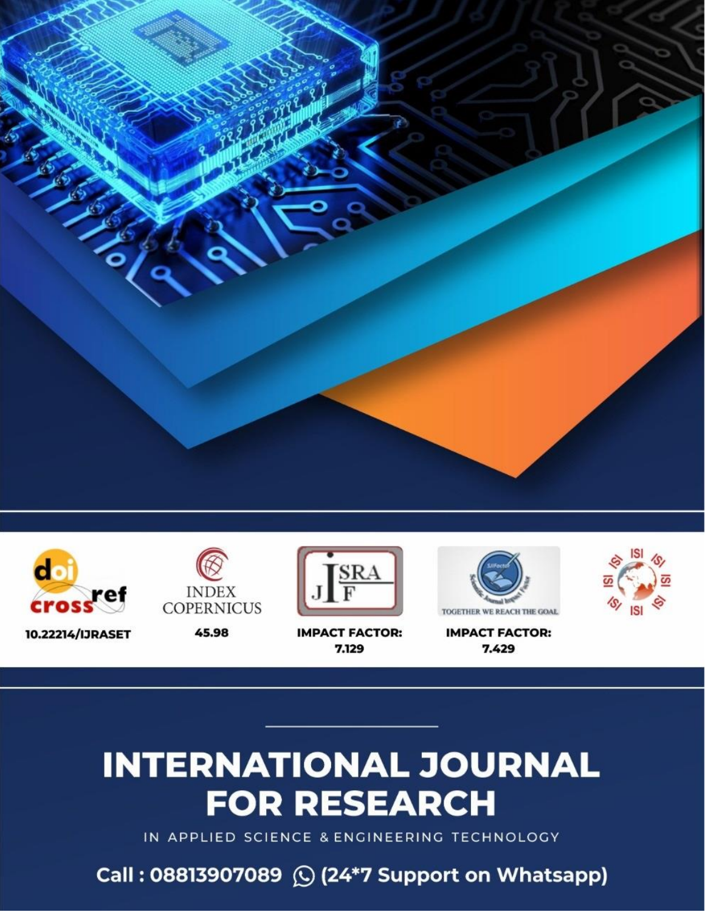10.22214/IJRASET

INDEX COPERNICUS

45.98

IMPACT FACTOR: 7.129

IMPACT FACTOR: 7.429

TOGETHER WE REACH THE GOAL

# INTERNATIONAL JOURNAL FOR RESEARCH

IN APPLIED SCIENCE & ENGINEERING TECHNOLOGY

Call : 08813907089 (24*7 Support on Whatsapp)